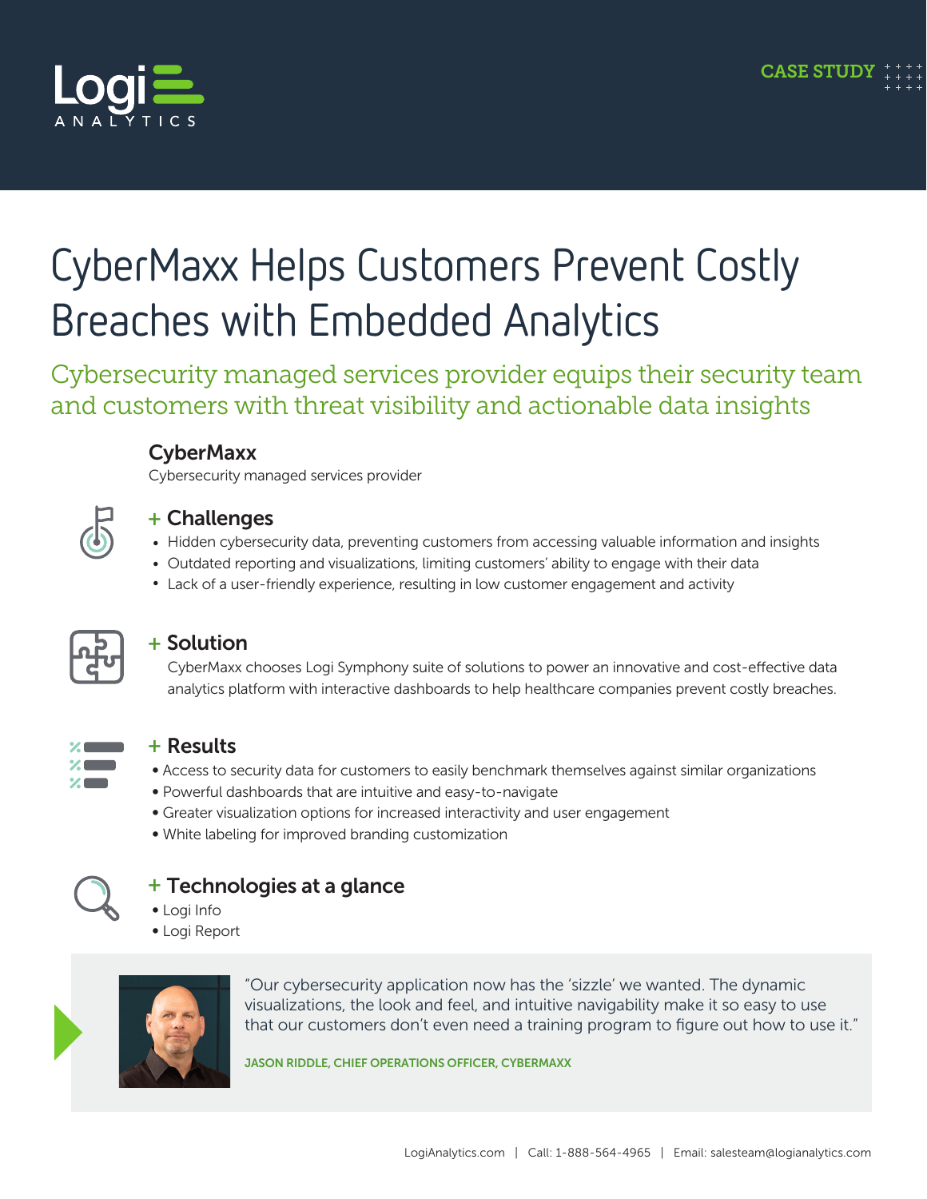CASE STUDY

# CyberMaxx Helps Customers Prevent Costly Breaches with Embedded Analytics

## Cybersecurity managed services provider equips their security team and customers with threat visibility and actionable data insights

**CyberMaxx**

Cybersecurity managed services provider

### + Challenges

- Hidden cybersecurity data, preventing customers from accessing valuable information and insights
- Outdated reporting and visualizations, limiting customers' ability to engage with their data
- Lack of a user-friendly experience, resulting in low customer engagement and activity

### + Solution

CyberMaxx chooses Logi Symphony suite of solutions to power an innovative and cost-effective data analytics platform with interactive dashboards to help healthcare companies prevent costly breaches.

### + Results

- Access to security data for customers to easily benchmark themselves against similar organizations
- Powerful dashboards that are intuitive and easy-to-navigate
- Greater visualization options for increased interactivity and user engagement
- White labeling for improved branding customization

### + Technologies at a glance

- Logi Info
- Logi Report

"Our cybersecurity application now has the 'sizzle' we wanted. The dynamic visualizations, the look and feel, and intuitive navigability make it so easy to use that our customers don't even need a training program to figure out how to use it."

JASON RIDDLE, CHIEF OPERATIONS OFFICER, CYBERMAXX

LogiAnalytics.com | Call: 1-888-564-4965 | Email: salesteam@logianalytics.com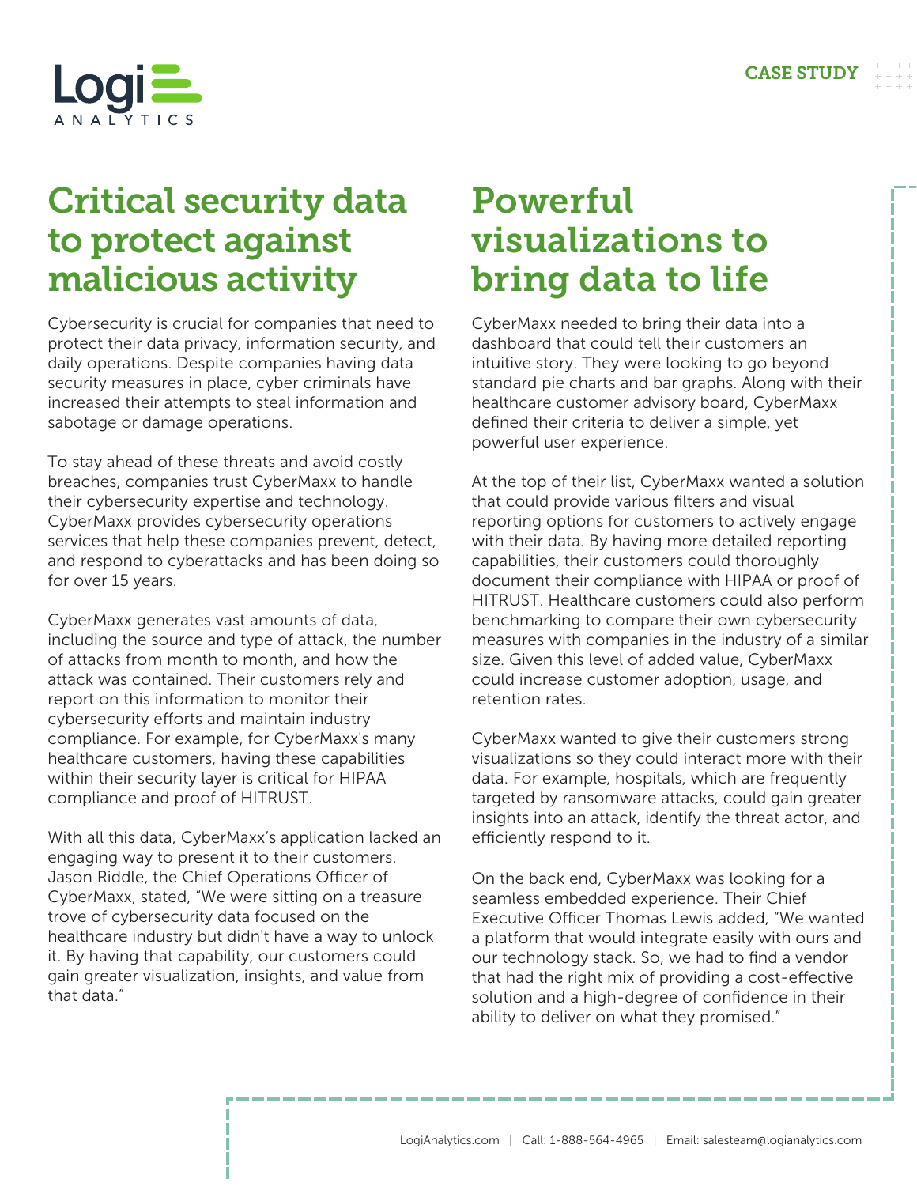# Critical security data to protect against malicious activity

Cybersecurity is crucial for companies that need to protect their data privacy, information security, and daily operations. Despite companies having data security measures in place, cyber criminals have increased their attempts to steal information and sabotage or damage operations.

To stay ahead of these threats and avoid costly breaches, companies trust CyberMaxx to handle their cybersecurity expertise and technology. CyberMaxx provides cybersecurity operations services that help these companies prevent, detect, and respond to cyberattacks and has been doing so for over 15 years.

CyberMaxx generates vast amounts of data, including the source and type of attack, the number of attacks from month to month, and how the attack was contained. Their customers rely and report on this information to monitor their cybersecurity efforts and maintain industry compliance. For example, for CyberMaxx's many healthcare customers, having these capabilities within their security layer is critical for HIPAA compliance and proof of HITRUST.

With all this data, CyberMaxx's application lacked an engaging way to present it to their customers. Jason Riddle, the Chief Operations Officer of CyberMaxx, stated, "We were sitting on a treasure trove of cybersecurity data focused on the healthcare industry but didn't have a way to unlock it. By having that capability, our customers could gain greater visualization, insights, and value from that data."

# Powerful visualizations to bring data to life

CyberMaxx needed to bring their data into a dashboard that could tell their customers an intuitive story. They were looking to go beyond standard pie charts and bar graphs. Along with their healthcare customer advisory board, CyberMaxx defined their criteria to deliver a simple, yet powerful user experience.

At the top of their list, CyberMaxx wanted a solution that could provide various filters and visual reporting options for customers to actively engage with their data. By having more detailed reporting capabilities, their customers could thoroughly document their compliance with HIPAA or proof of HITRUST. Healthcare customers could also perform benchmarking to compare their own cybersecurity measures with companies in the industry of a similar size. Given this level of added value, CyberMaxx could increase customer adoption, usage, and retention rates.

CyberMaxx wanted to give their customers strong visualizations so they could interact more with their data. For example, hospitals, which are frequently targeted by ransomware attacks, could gain greater insights into an attack, identify the threat actor, and efficiently respond to it.

On the back end, CyberMaxx was looking for a seamless embedded experience. Their Chief Executive Officer Thomas Lewis added, "We wanted a platform that would integrate easily with ours and our technology stack. So, we had to find a vendor that had the right mix of providing a cost-effective solution and a high-degree of confidence in their ability to deliver on what they promised."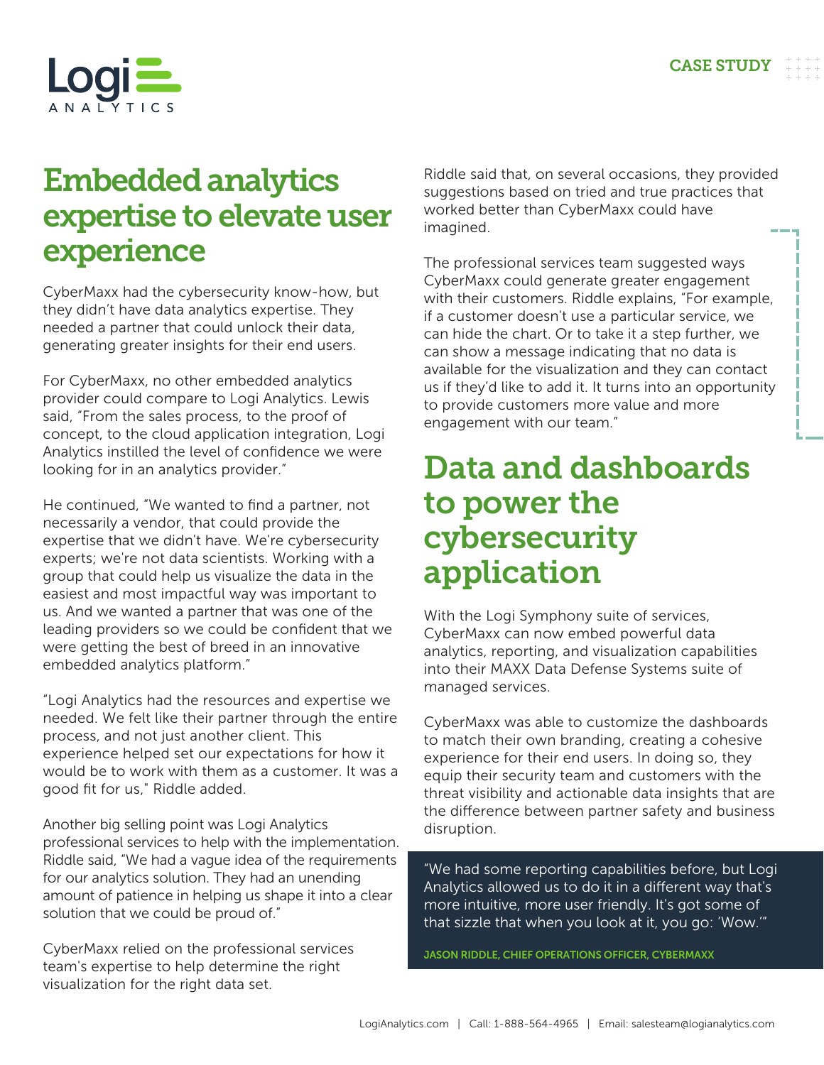## Embedded analytics expertise to elevate user experience

CyberMaxx had the cybersecurity know-how, but they didn't have data analytics expertise. They needed a partner that could unlock their data, generating greater insights for their end users.

For CyberMaxx, no other embedded analytics provider could compare to Logi Analytics. Lewis said, "From the sales process, to the proof of concept, to the cloud application integration, Logi Analytics instilled the level of confidence we were looking for in an analytics provider."

He continued, "We wanted to find a partner, not necessarily a vendor, that could provide the expertise that we didn't have. We're cybersecurity experts; we're not data scientists. Working with a group that could help us visualize the data in the easiest and most impactful way was important to us. And we wanted a partner that was one of the leading providers so we could be confident that we were getting the best of breed in an innovative embedded analytics platform."

"Logi Analytics had the resources and expertise we needed. We felt like their partner through the entire process, and not just another client. This experience helped set our expectations for how it would be to work with them as a customer. It was a good fit for us," Riddle added.

Another big selling point was Logi Analytics professional services to help with the implementation. Riddle said, "We had a vague idea of the requirements for our analytics solution. They had an unending amount of patience in helping us shape it into a clear solution that we could be proud of."

CyberMaxx relied on the professional services team's expertise to help determine the right visualization for the right data set.

Riddle said that, on several occasions, they provided suggestions based on tried and true practices that worked better than CyberMaxx could have imagined.

The professional services team suggested ways CyberMaxx could generate greater engagement with their customers. Riddle explains, "For example, if a customer doesn't use a particular service, we can hide the chart. Or to take it a step further, we can show a message indicating that no data is available for the visualization and they can contact us if they'd like to add it. It turns into an opportunity to provide customers more value and more engagement with our team."

## Data and dashboards to power the cybersecurity application

With the Logi Symphony suite of services, CyberMaxx can now embed powerful data analytics, reporting, and visualization capabilities into their MAXX Data Defense Systems suite of managed services.

CyberMaxx was able to customize the dashboards to match their own branding, creating a cohesive experience for their end users. In doing so, they equip their security team and customers with the threat visibility and actionable data insights that are the difference between partner safety and business disruption.

> "We had some reporting capabilities before, but Logi Analytics allowed us to do it in a different way that's more intuitive, more user friendly. It's got some of that sizzle that when you look at it, you go: 'Wow.'"
>
> **JASON RIDDLE, CHIEF OPERATIONS OFFICER, CYBERMAXX**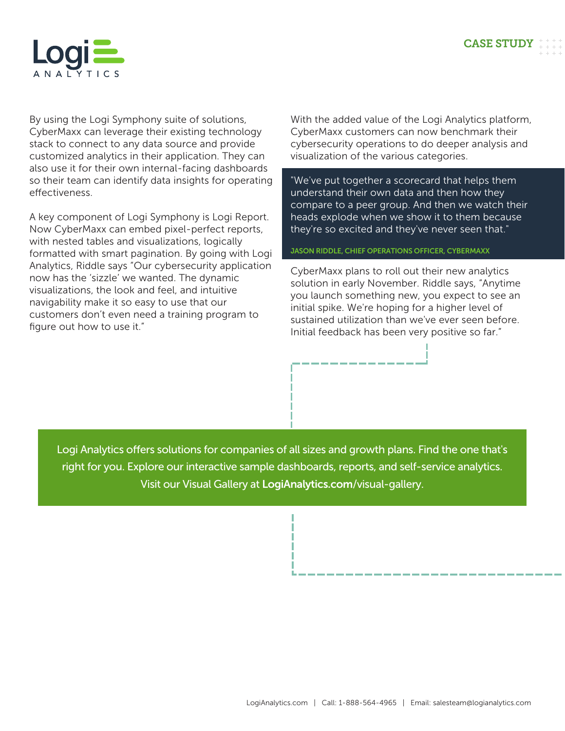By using the Logi Symphony suite of solutions, CyberMaxx can leverage their existing technology stack to connect to any data source and provide customized analytics in their application. They can also use it for their own internal-facing dashboards so their team can identify data insights for operating effectiveness.

A key component of Logi Symphony is Logi Report. Now CyberMaxx can embed pixel-perfect reports, with nested tables and visualizations, logically formatted with smart pagination. By going with Logi Analytics, Riddle says "Our cybersecurity application now has the 'sizzle' we wanted. The dynamic visualizations, the look and feel, and intuitive navigability make it so easy to use that our customers don't even need a training program to figure out how to use it."

With the added value of the Logi Analytics platform, CyberMaxx customers can now benchmark their cybersecurity operations to do deeper analysis and visualization of the various categories.

> "We've put together a scorecard that helps them understand their own data and then how they compare to a peer group. And then we watch their heads explode when we show it to them because they're so excited and they've never seen that."
>
> **JASON RIDDLE, CHIEF OPERATIONS OFFICER, CYBERMAXX**

CyberMaxx plans to roll out their new analytics solution in early November. Riddle says, "Anytime you launch something new, you expect to see an initial spike. We're hoping for a higher level of sustained utilization than we've ever seen before. Initial feedback has been very positive so far."

Logi Analytics offers solutions for companies of all sizes and growth plans. Find the one that's right for you. Explore our interactive sample dashboards, reports, and self-service analytics. Visit our Visual Gallery at **LogiAnalytics.com**/visual-gallery.

LogiAnalytics.com | Call: 1-888-564-4965 | Email: salesteam@logianalytics.com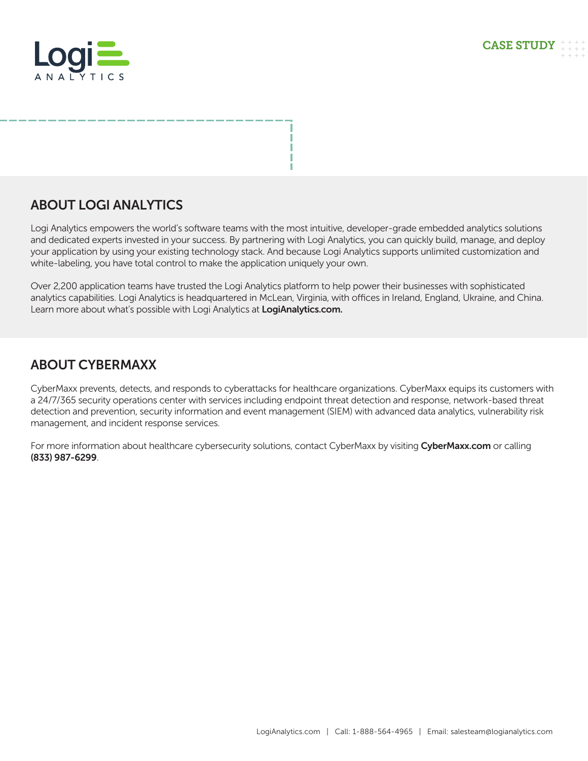## ABOUT LOGI ANALYTICS

Logi Analytics empowers the world's software teams with the most intuitive, developer-grade embedded analytics solutions and dedicated experts invested in your success. By partnering with Logi Analytics, you can quickly build, manage, and deploy your application by using your existing technology stack. And because Logi Analytics supports unlimited customization and white-labeling, you have total control to make the application uniquely your own.

Over 2,200 application teams have trusted the Logi Analytics platform to help power their businesses with sophisticated analytics capabilities. Logi Analytics is headquartered in McLean, Virginia, with offices in Ireland, England, Ukraine, and China. Learn more about what's possible with Logi Analytics at **LogiAnalytics.com.**

## ABOUT CYBERMAXX

CyberMaxx prevents, detects, and responds to cyberattacks for healthcare organizations. CyberMaxx equips its customers with a 24/7/365 security operations center with services including endpoint threat detection and response, network-based threat detection and prevention, security information and event management (SIEM) with advanced data analytics, vulnerability risk management, and incident response services.

For more information about healthcare cybersecurity solutions, contact CyberMaxx by visiting **CyberMaxx.com** or calling **(833) 987-6299**.